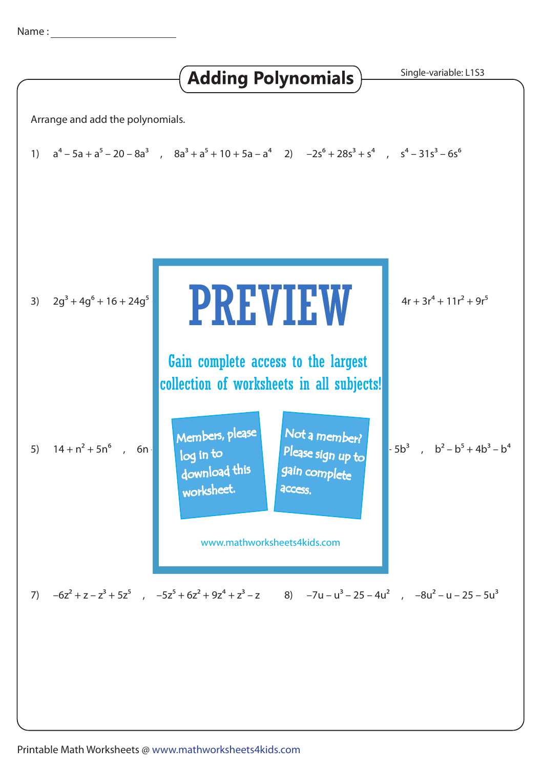Name : ______________________

# Adding Polynomials

Single-variable: L1S3

Arrange and add the polynomials.

1) $a^4 - 5a + a^5 - 20 - 8a^3$ , $8a^3 + a^5 + 10 + 5a - a^4$

2) $-2s^6 + 28s^3 + s^4$ , $s^4 - 31s^3 - 6s^6$

3) $2g^3 + 4g^6 + 16 + 24g^5$ ... $4r + 3r^4 + 11r^2 + 9r^5$

**PREVIEW**

Gain complete access to the largest collection of worksheets in all subjects!

Members, please log in to download this worksheet.

Not a member? Please sign up to gain complete access.

www.mathworksheets4kids.com

5) $14 + n^2 + 5n^6$ , $6n$ ... $5b^3$ , $b^2 - b^5 + 4b^3 - b^4$

7) $-6z^2 + z - z^3 + 5z^5$ , $-5z^5 + 6z^2 + 9z^4 + z^3 - z$

8) $-7u - u^3 - 25 - 4u^2$ , $-8u^2 - u - 25 - 5u^3$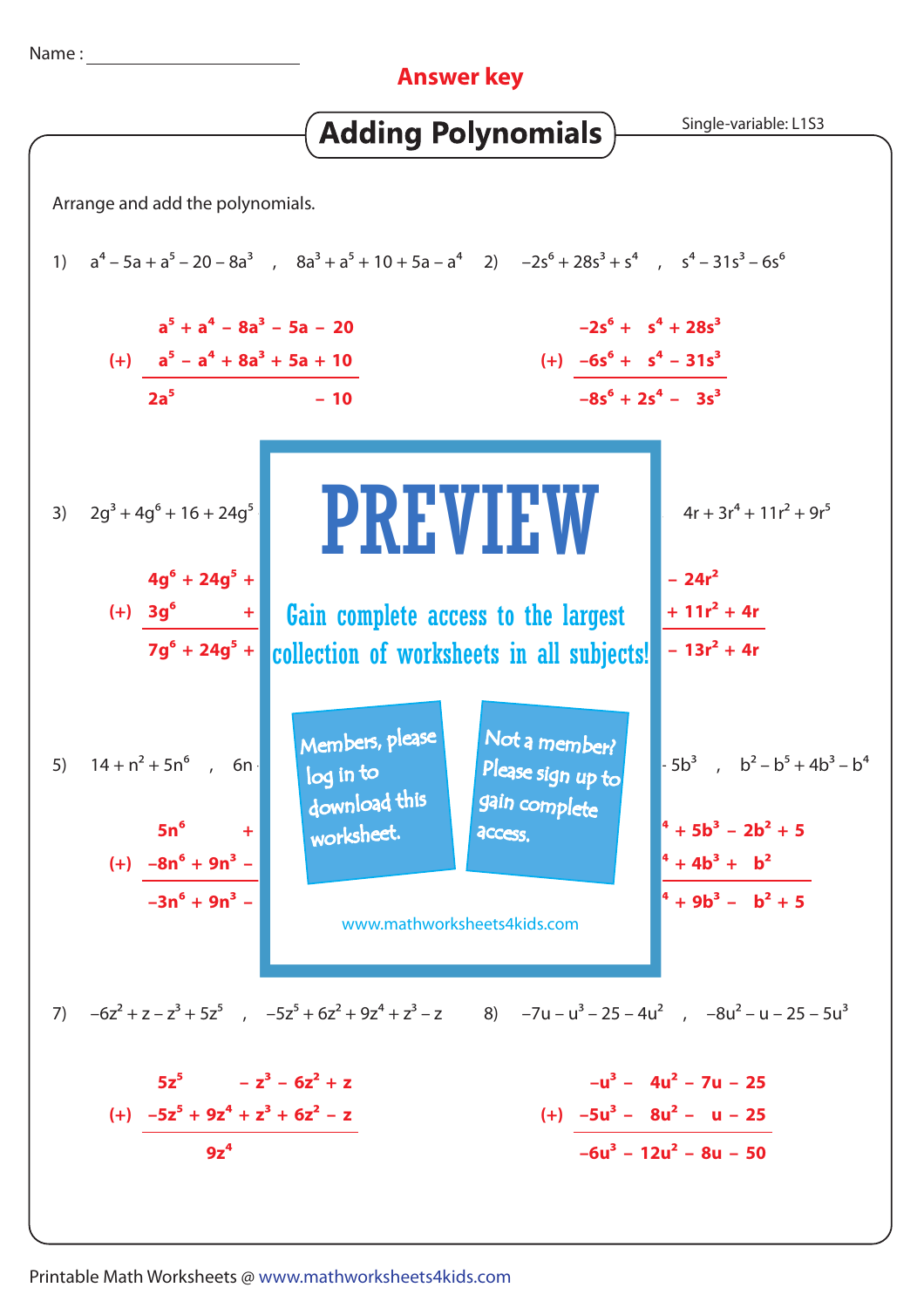Name : ____________________

**Answer key**

# Adding Polynomials

Single-variable: L1S3

Arrange and add the polynomials.

1) $a^4 - 5a + a^5 - 20 - 8a^3$ , $8a^3 + a^5 + 10 + 5a - a^4$

$$\begin{array}{r} a^5 + a^4 - 8a^3 - 5a - 20 \\ (+)\ \ a^5 - a^4 + 8a^3 + 5a + 10 \\ \hline 2a^5 \qquad\qquad\qquad\qquad - 10 \end{array}$$

2) $-2s^6 + 28s^3 + s^4$ , $s^4 - 31s^3 - 6s^6$

$$\begin{array}{r} -2s^6 + s^4 + 28s^3 \\ (+)\ \ -6s^6 + s^4 - 31s^3 \\ \hline -8s^6 + 2s^4 - 3s^3 \end{array}$$

3) $2g^3 + 4g^6 + 16 + 24g^5$ ...

$$\begin{array}{l} 4g^6 + 24g^5 + \\ (+)\ \ 3g^6 \qquad\qquad + \\ \hline 7g^6 + 24g^5 + \end{array}$$

4) ... $4r + 3r^4 + 11r^2 + 9r^5$

$$\begin{array}{r} - 24r^2 \\ + 11r^2 + 4r \\ \hline - 13r^2 + 4r \end{array}$$

PREVIEW

Gain complete access to the largest collection of worksheets in all subjects!

Members, please log in to download this worksheet.

Not a member? Please sign up to gain complete access.

www.mathworksheets4kids.com

5) $14 + n^2 + 5n^6$ , $6n$ ...

$$\begin{array}{l} 5n^6 \qquad + \\ (+)\ \ -8n^6 + 9n^3 - \\ \hline -3n^6 + 9n^3 - \end{array}$$

6) ... $- 5b^3$ , $b^2 - b^5 + 4b^3 - b^4$

$$\begin{array}{r} ^4 + 5b^3 - 2b^2 + 5 \\ ^4 + 4b^3 + b^2 \\ \hline ^4 + 9b^3 - b^2 + 5 \end{array}$$

7) $-6z^2 + z - z^3 + 5z^5$ , $-5z^5 + 6z^2 + 9z^4 + z^3 - z$

$$\begin{array}{r} 5z^5 \qquad\qquad - z^3 - 6z^2 + z \\ (+)\ \ -5z^5 + 9z^4 + z^3 + 6z^2 - z \\ \hline 9z^4 \qquad\qquad\qquad \end{array}$$

8) $-7u - u^3 - 25 - 4u^2$ , $-8u^2 - u - 25 - 5u^3$

$$\begin{array}{r} -u^3 - 4u^2 - 7u - 25 \\ (+)\ \ -5u^3 - 8u^2 - u - 25 \\ \hline -6u^3 - 12u^2 - 8u - 50 \end{array}$$

Printable Math Worksheets @ www.mathworksheets4kids.com